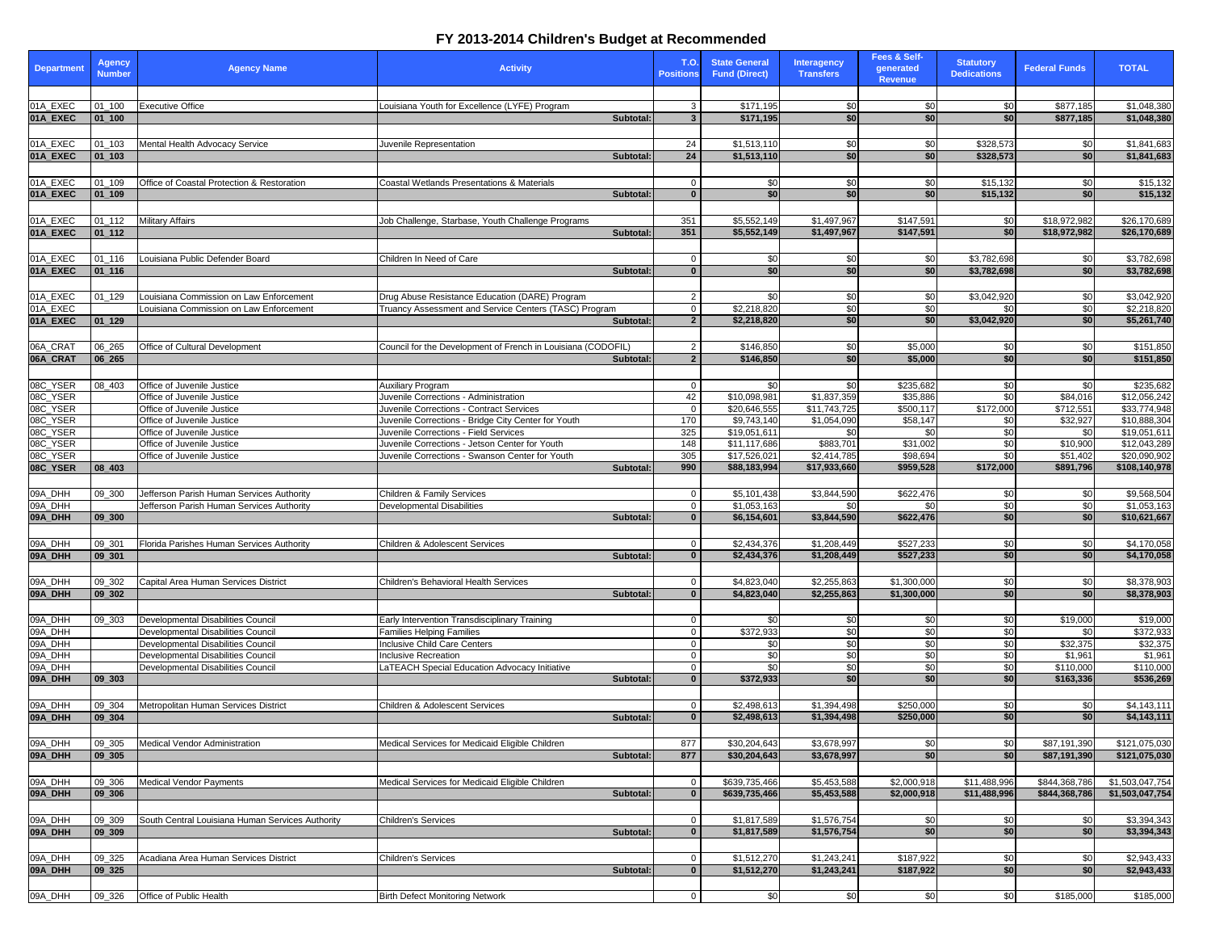# FY 2013-2014 Children's Budget at Recommended

| Department | Agency Number | Agency Name | Activity | T.O. Positions | State General Fund (Direct) | Interagency Transfers | Fees & Self-generated Revenue | Statutory Dedications | Federal Funds | TOTAL |
|---|---|---|---|---|---|---|---|---|---|---|
| 01A_EXEC | 01_100 | Executive Office | Louisiana Youth for Excellence (LYFE) Program | 3 | $171,195 | $0 | $0 | $0 | $877,185 | $1,048,380 |
| **01A_EXEC** | **01_100** | | **Subtotal:** | **3** | **$171,195** | **$0** | **$0** | **$0** | **$877,185** | **$1,048,380** |
| 01A_EXEC | 01_103 | Mental Health Advocacy Service | Juvenile Representation | 24 | $1,513,110 | $0 | $0 | $328,573 | $0 | $1,841,683 |
| **01A_EXEC** | **01_103** | | **Subtotal:** | **24** | **$1,513,110** | **$0** | **$0** | **$328,573** | **$0** | **$1,841,683** |
| 01A_EXEC | 01_109 | Office of Coastal Protection & Restoration | Coastal Wetlands Presentations & Materials | 0 | $0 | $0 | $0 | $15,132 | $0 | $15,132 |
| **01A_EXEC** | **01_109** | | **Subtotal:** | **0** | **$0** | **$0** | **$0** | **$15,132** | **$0** | **$15,132** |
| 01A_EXEC | 01_112 | Military Affairs | Job Challenge, Starbase, Youth Challenge Programs | 351 | $5,552,149 | $1,497,967 | $147,591 | $0 | $18,972,982 | $26,170,689 |
| **01A_EXEC** | **01_112** | | **Subtotal:** | **351** | **$5,552,149** | **$1,497,967** | **$147,591** | **$0** | **$18,972,982** | **$26,170,689** |
| 01A_EXEC | 01_116 | Louisiana Public Defender Board | Children In Need of Care | 0 | $0 | $0 | $0 | $3,782,698 | $0 | $3,782,698 |
| **01A_EXEC** | **01_116** | | **Subtotal:** | **0** | **$0** | **$0** | **$0** | **$3,782,698** | **$0** | **$3,782,698** |
| 01A_EXEC | 01_129 | Louisiana Commission on Law Enforcement | Drug Abuse Resistance Education (DARE) Program | 2 | $0 | $0 | $0 | $3,042,920 | $0 | $3,042,920 |
| 01A_EXEC | | Louisiana Commission on Law Enforcement | Truancy Assessment and Service Centers (TASC) Program | 0 | $2,218,820 | $0 | $0 | $0 | $0 | $2,218,820 |
| **01A_EXEC** | **01_129** | | **Subtotal:** | **2** | **$2,218,820** | **$0** | **$0** | **$3,042,920** | **$0** | **$5,261,740** |
| 06A_CRAT | 06_265 | Office of Cultural Development | Council for the Development of French in Louisiana (CODOFIL) | 2 | $146,850 | $0 | $5,000 | $0 | $0 | $151,850 |
| **06A_CRAT** | **06_265** | | **Subtotal:** | **2** | **$146,850** | **$0** | **$5,000** | **$0** | **$0** | **$151,850** |
| 08C_YSER | 08_403 | Office of Juvenile Justice | Auxiliary Program | 0 | $0 | $0 | $235,682 | $0 | $0 | $235,682 |
| 08C_YSER | | Office of Juvenile Justice | Juvenile Corrections - Administration | 42 | $10,098,981 | $1,837,359 | $35,886 | $0 | $84,016 | $12,056,242 |
| 08C_YSER | | Office of Juvenile Justice | Juvenile Corrections - Contract Services | 0 | $20,646,555 | $11,743,725 | $500,117 | $172,000 | $712,551 | $33,774,948 |
| 08C_YSER | | Office of Juvenile Justice | Juvenile Corrections - Bridge City Center for Youth | 170 | $9,743,140 | $1,054,090 | $58,147 | $0 | $32,927 | $10,888,304 |
| 08C_YSER | | Office of Juvenile Justice | Juvenile Corrections - Field Services | 325 | $19,051,611 | $0 | $0 | $0 | $0 | $19,051,611 |
| 08C_YSER | | Office of Juvenile Justice | Juvenile Corrections - Jetson Center for Youth | 148 | $11,117,686 | $883,701 | $31,002 | $0 | $10,900 | $12,043,289 |
| 08C_YSER | | Office of Juvenile Justice | Juvenile Corrections - Swanson Center for Youth | 305 | $17,526,021 | $2,414,785 | $98,694 | $0 | $51,402 | $20,090,902 |
| **08C_YSER** | **08_403** | | **Subtotal:** | **990** | **$88,183,994** | **$17,933,660** | **$959,528** | **$172,000** | **$891,796** | **$108,140,978** |
| 09A_DHH | 09_300 | Jefferson Parish Human Services Authority | Children & Family Services | 0 | $5,101,438 | $3,844,590 | $622,476 | $0 | $0 | $9,568,504 |
| 09A_DHH | | Jefferson Parish Human Services Authority | Developmental Disabilities | 0 | $1,053,163 | $0 | $0 | $0 | $0 | $1,053,163 |
| **09A_DHH** | **09_300** | | **Subtotal:** | **0** | **$6,154,601** | **$3,844,590** | **$622,476** | **$0** | **$0** | **$10,621,667** |
| 09A_DHH | 09_301 | Florida Parishes Human Services Authority | Children & Adolescent Services | 0 | $2,434,376 | $1,208,449 | $527,233 | $0 | $0 | $4,170,058 |
| **09A_DHH** | **09_301** | | **Subtotal:** | **0** | **$2,434,376** | **$1,208,449** | **$527,233** | **$0** | **$0** | **$4,170,058** |
| 09A_DHH | 09_302 | Capital Area Human Services District | Children's Behavioral Health Services | 0 | $4,823,040 | $2,255,863 | $1,300,000 | $0 | $0 | $8,378,903 |
| **09A_DHH** | **09_302** | | **Subtotal:** | **0** | **$4,823,040** | **$2,255,863** | **$1,300,000** | **$0** | **$0** | **$8,378,903** |
| 09A_DHH | 09_303 | Developmental Disabilities Council | Early Intervention Transdisciplinary Training | 0 | $0 | $0 | $0 | $0 | $19,000 | $19,000 |
| 09A_DHH | | Developmental Disabilities Council | Families Helping Families | 0 | $372,933 | $0 | $0 | $0 | $0 | $372,933 |
| 09A_DHH | | Developmental Disabilities Council | Inclusive Child Care Centers | 0 | $0 | $0 | $0 | $0 | $32,375 | $32,375 |
| 09A_DHH | | Developmental Disabilities Council | Inclusive Recreation | 0 | $0 | $0 | $0 | $0 | $1,961 | $1,961 |
| 09A_DHH | | Developmental Disabilities Council | LaTEACH Special Education Advocacy Initiative | 0 | $0 | $0 | $0 | $0 | $110,000 | $110,000 |
| **09A_DHH** | **09_303** | | **Subtotal:** | **0** | **$372,933** | **$0** | **$0** | **$0** | **$163,336** | **$536,269** |
| 09A_DHH | 09_304 | Metropolitan Human Services District | Children & Adolescent Services | 0 | $2,498,613 | $1,394,498 | $250,000 | $0 | $0 | $4,143,111 |
| **09A_DHH** | **09_304** | | **Subtotal:** | **0** | **$2,498,613** | **$1,394,498** | **$250,000** | **$0** | **$0** | **$4,143,111** |
| 09A_DHH | 09_305 | Medical Vendor Administration | Medical Services for Medicaid Eligible Children | 877 | $30,204,643 | $3,678,997 | $0 | $0 | $87,191,390 | $121,075,030 |
| **09A_DHH** | **09_305** | | **Subtotal:** | **877** | **$30,204,643** | **$3,678,997** | **$0** | **$0** | **$87,191,390** | **$121,075,030** |
| 09A_DHH | 09_306 | Medical Vendor Payments | Medical Services for Medicaid Eligible Children | 0 | $639,735,466 | $5,453,588 | $2,000,918 | $11,488,996 | $844,368,786 | $1,503,047,754 |
| **09A_DHH** | **09_306** | | **Subtotal:** | **0** | **$639,735,466** | **$5,453,588** | **$2,000,918** | **$11,488,996** | **$844,368,786** | **$1,503,047,754** |
| 09A_DHH | 09_309 | South Central Louisiana Human Services Authority | Children's Services | 0 | $1,817,589 | $1,576,754 | $0 | $0 | $0 | $3,394,343 |
| **09A_DHH** | **09_309** | | **Subtotal:** | **0** | **$1,817,589** | **$1,576,754** | **$0** | **$0** | **$0** | **$3,394,343** |
| 09A_DHH | 09_325 | Acadiana Area Human Services District | Children's Services | 0 | $1,512,270 | $1,243,241 | $187,922 | $0 | $0 | $2,943,433 |
| **09A_DHH** | **09_325** | | **Subtotal:** | **0** | **$1,512,270** | **$1,243,241** | **$187,922** | **$0** | **$0** | **$2,943,433** |
| 09A_DHH | 09_326 | Office of Public Health | Birth Defect Monitoring Network | 0 | $0 | $0 | $0 | $0 | $185,000 | $185,000 |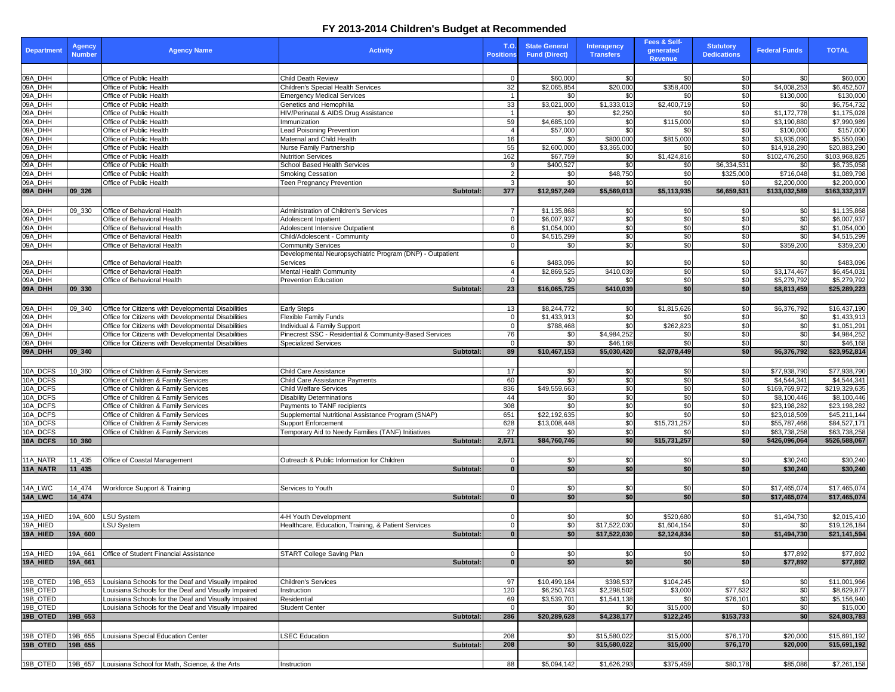# FY 2013-2014 Children's Budget at Recommended

| Department | Agency Number | Agency Name | Activity | T.O. Positions | State General Fund (Direct) | Interagency Transfers | Fees & Self-generated Revenue | Statutory Dedications | Federal Funds | TOTAL |
|---|---|---|---|---|---|---|---|---|---|---|
| 09A_DHH | | Office of Public Health | Child Death Review | 0 | $60,000 | $0 | $0 | $0 | $0 | $60,000 |
| 09A_DHH | | Office of Public Health | Children's Special Health Services | 32 | $2,065,854 | $20,000 | $358,400 | $0 | $4,008,253 | $6,452,507 |
| 09A_DHH | | Office of Public Health | Emergency Medical Services | 1 | $0 | $0 | $0 | $0 | $130,000 | $130,000 |
| 09A_DHH | | Office of Public Health | Genetics and Hemophilia | 33 | $3,021,000 | $1,333,013 | $2,400,719 | $0 | $0 | $6,754,732 |
| 09A_DHH | | Office of Public Health | HIV/Perinatal & AIDS Drug Assistance | 1 | $0 | $2,250 | $0 | $0 | $1,172,778 | $1,175,028 |
| 09A_DHH | | Office of Public Health | Immunization | 59 | $4,685,109 | $0 | $115,000 | $0 | $3,190,880 | $7,990,989 |
| 09A_DHH | | Office of Public Health | Lead Poisoning Prevention | 4 | $57,000 | $0 | $0 | $0 | $100,000 | $157,000 |
| 09A_DHH | | Office of Public Health | Maternal and Child Health | 16 | $0 | $800,000 | $815,000 | $0 | $3,935,090 | $5,550,090 |
| 09A_DHH | | Office of Public Health | Nurse Family Partnership | 55 | $2,600,000 | $3,365,000 | $0 | $0 | $14,918,290 | $20,883,290 |
| 09A_DHH | | Office of Public Health | Nutrition Services | 162 | $67,759 | $0 | $1,424,816 | $0 | $102,476,250 | $103,968,825 |
| 09A_DHH | | Office of Public Health | School Based Health Services | 9 | $400,527 | $0 | $0 | $6,334,531 | $0 | $6,735,058 |
| 09A_DHH | | Office of Public Health | Smoking Cessation | 2 | $0 | $48,750 | $0 | $325,000 | $716,048 | $1,089,798 |
| 09A_DHH | | Office of Public Health | Teen Pregnancy Prevention | 3 | $0 | $0 | $0 | $0 | $2,200,000 | $2,200,000 |
| **09A_DHH** | **09_326** | | **Subtotal:** | **377** | **$12,957,249** | **$5,569,013** | **$5,113,935** | **$6,659,531** | **$133,032,589** | **$163,332,317** |
| | | | | | | | | | | |
| 09A_DHH | 09_330 | Office of Behavioral Health | Administration of Children's Services | 7 | $1,135,868 | $0 | $0 | $0 | $0 | $1,135,868 |
| 09A_DHH | | Office of Behavioral Health | Adolescent Inpatient | 0 | $6,007,937 | $0 | $0 | $0 | $0 | $6,007,937 |
| 09A_DHH | | Office of Behavioral Health | Adolescent Intensive Outpatient | 6 | $1,054,000 | $0 | $0 | $0 | $0 | $1,054,000 |
| 09A_DHH | | Office of Behavioral Health | Child/Adolescent - Community | 0 | $4,515,299 | $0 | $0 | $0 | $0 | $4,515,299 |
| 09A_DHH | | Office of Behavioral Health | Community Services | 0 | $0 | $0 | $0 | $0 | $359,200 | $359,200 |
| 09A_DHH | | Office of Behavioral Health | Developmental Neuropsychiatric Program (DNP) - Outpatient Services | 6 | $483,096 | $0 | $0 | $0 | $0 | $483,096 |
| 09A_DHH | | Office of Behavioral Health | Mental Health Community | 4 | $2,869,525 | $410,039 | $0 | $0 | $3,174,467 | $6,454,031 |
| 09A_DHH | | Office of Behavioral Health | Prevention Education | 0 | $0 | $0 | $0 | $0 | $5,279,792 | $5,279,792 |
| **09A_DHH** | **09_330** | | **Subtotal:** | **23** | **$16,065,725** | **$410,039** | **$0** | **$0** | **$8,813,459** | **$25,289,223** |
| | | | | | | | | | | |
| 09A_DHH | 09_340 | Office for Citizens with Developmental Disabilities | Early Steps | 13 | $8,244,772 | $0 | $1,815,626 | $0 | $6,376,792 | $16,437,190 |
| 09A_DHH | | Office for Citizens with Developmental Disabilities | Flexible Family Funds | 0 | $1,433,913 | $0 | $0 | $0 | $0 | $1,433,913 |
| 09A_DHH | | Office for Citizens with Developmental Disabilities | Individual & Family Support | 0 | $788,468 | $0 | $262,823 | $0 | $0 | $1,051,291 |
| 09A_DHH | | Office for Citizens with Developmental Disabilities | Pinecrest SSC - Residential & Community-Based Services | 76 | $0 | $4,984,252 | $0 | $0 | $0 | $4,984,252 |
| 09A_DHH | | Office for Citizens with Developmental Disabilities | Specialized Services | 0 | $0 | $46,168 | $0 | $0 | $0 | $46,168 |
| **09A_DHH** | **09_340** | | **Subtotal:** | **89** | **$10,467,153** | **$5,030,420** | **$2,078,449** | **$0** | **$6,376,792** | **$23,952,814** |
| | | | | | | | | | | |
| 10A_DCFS | 10_360 | Office of Children & Family Services | Child Care Assistance | 17 | $0 | $0 | $0 | $0 | $77,938,790 | $77,938,790 |
| 10A_DCFS | | Office of Children & Family Services | Child Care Assistance Payments | 60 | $0 | $0 | $0 | $0 | $4,544,341 | $4,544,341 |
| 10A_DCFS | | Office of Children & Family Services | Child Welfare Services | 836 | $49,559,663 | $0 | $0 | $0 | $169,769,972 | $219,329,635 |
| 10A_DCFS | | Office of Children & Family Services | Disability Determinations | 44 | $0 | $0 | $0 | $0 | $8,100,446 | $8,100,446 |
| 10A_DCFS | | Office of Children & Family Services | Payments to TANF recipients | 308 | $0 | $0 | $0 | $0 | $23,198,282 | $23,198,282 |
| 10A_DCFS | | Office of Children & Family Services | Supplemental Nutritional Assistance Program (SNAP) | 651 | $22,192,635 | $0 | $0 | $0 | $23,018,509 | $45,211,144 |
| 10A_DCFS | | Office of Children & Family Services | Support Enforcement | 628 | $13,008,448 | $0 | $15,731,257 | $0 | $55,787,466 | $84,527,171 |
| 10A_DCFS | | Office of Children & Family Services | Temporary Aid to Needy Families (TANF) Initiatives | 27 | $0 | $0 | $0 | $0 | $63,738,258 | $63,738,258 |
| **10A_DCFS** | **10_360** | | **Subtotal:** | **2,571** | **$84,760,746** | **$0** | **$15,731,257** | **$0** | **$426,096,064** | **$526,588,067** |
| | | | | | | | | | | |
| 11A_NATR | 11_435 | Office of Coastal Management | Outreach & Public Information for Children | 0 | $0 | $0 | $0 | $0 | $30,240 | $30,240 |
| **11A_NATR** | **11_435** | | **Subtotal:** | **0** | **$0** | **$0** | **$0** | **$0** | **$30,240** | **$30,240** |
| | | | | | | | | | | |
| 14A_LWC | 14_474 | Workforce Support & Training | Services to Youth | 0 | $0 | $0 | $0 | $0 | $17,465,074 | $17,465,074 |
| **14A_LWC** | **14_474** | | **Subtotal:** | **0** | **$0** | **$0** | **$0** | **$0** | **$17,465,074** | **$17,465,074** |
| | | | | | | | | | | |
| 19A_HIED | 19A_600 | LSU System | 4-H Youth Development | 0 | $0 | $0 | $520,680 | $0 | $1,494,730 | $2,015,410 |
| 19A_HIED | | LSU System | Healthcare, Education, Training, & Patient Services | 0 | $0 | $17,522,030 | $1,604,154 | $0 | $0 | $19,126,184 |
| **19A_HIED** | **19A_600** | | **Subtotal:** | **0** | **$0** | **$17,522,030** | **$2,124,834** | **$0** | **$1,494,730** | **$21,141,594** |
| | | | | | | | | | | |
| 19A_HIED | 19A_661 | Office of Student Financial Assistance | START College Saving Plan | 0 | $0 | $0 | $0 | $0 | $77,892 | $77,892 |
| **19A_HIED** | **19A_661** | | **Subtotal:** | **0** | **$0** | **$0** | **$0** | **$0** | **$77,892** | **$77,892** |
| | | | | | | | | | | |
| 19B_OTED | 19B_653 | Louisiana Schools for the Deaf and Visually Impaired | Children's Services | 97 | $10,499,184 | $398,537 | $104,245 | $0 | $0 | $11,001,966 |
| 19B_OTED | | Louisiana Schools for the Deaf and Visually Impaired | Instruction | 120 | $6,250,743 | $2,298,502 | $3,000 | $77,632 | $0 | $8,629,877 |
| 19B_OTED | | Louisiana Schools for the Deaf and Visually Impaired | Residential | 69 | $3,539,701 | $1,541,138 | $0 | $76,101 | $0 | $5,156,940 |
| 19B_OTED | | Louisiana Schools for the Deaf and Visually Impaired | Student Center | 0 | $0 | $0 | $15,000 | $0 | $0 | $15,000 |
| **19B_OTED** | **19B_653** | | **Subtotal:** | **286** | **$20,289,628** | **$4,238,177** | **$122,245** | **$153,733** | **$0** | **$24,803,783** |
| | | | | | | | | | | |
| 19B_OTED | 19B_655 | Louisiana Special Education Center | LSEC Education | 208 | $0 | $15,580,022 | $15,000 | $76,170 | $20,000 | $15,691,192 |
| **19B_OTED** | **19B_655** | | **Subtotal:** | **208** | **$0** | **$15,580,022** | **$15,000** | **$76,170** | **$20,000** | **$15,691,192** |
| | | | | | | | | | | |
| 19B_OTED | 19B_657 | Louisiana School for Math, Science, & the Arts | Instruction | 88 | $5,094,142 | $1,626,293 | $375,459 | $80,178 | $85,086 | $7,261,158 |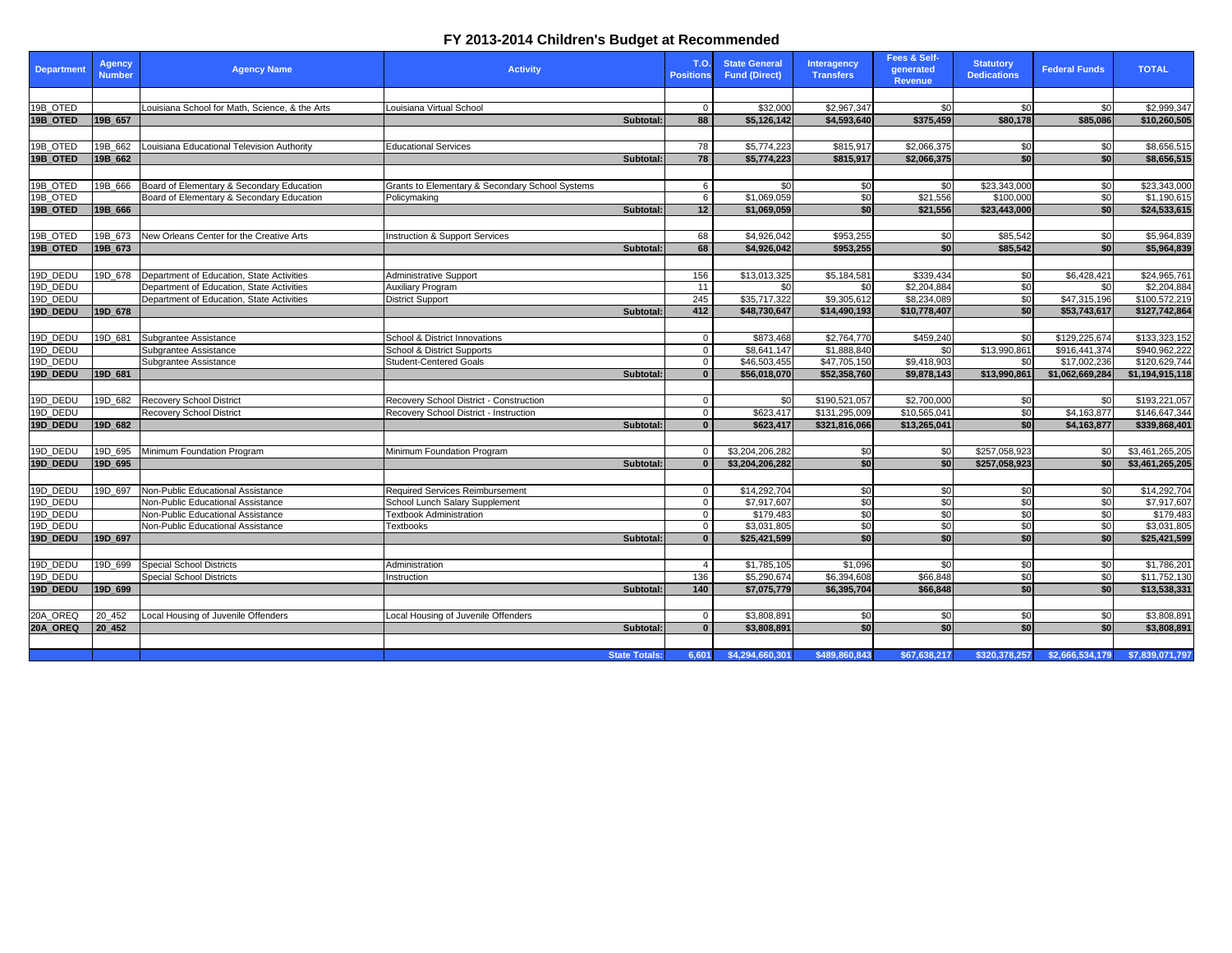# FY 2013-2014 Children's Budget at Recommended

| Department | Agency Number | Agency Name | Activity | T.O. Positions | State General Fund (Direct) | Interagency Transfers | Fees & Self-generated Revenue | Statutory Dedications | Federal Funds | TOTAL |
|---|---|---|---|---|---|---|---|---|---|---|
| 19B_OTED | | Louisiana School for Math, Science, & the Arts | Louisiana Virtual School | 0 | $32,000 | $2,967,347 | $0 | $0 | $0 | $2,999,347 |
| **19B_OTED** | **19B_657** | | **Subtotal:** | **88** | **$5,126,142** | **$4,593,640** | **$375,459** | **$80,178** | **$85,086** | **$10,260,505** |
| 19B_OTED | 19B_662 | Louisiana Educational Television Authority | Educational Services | 78 | $5,774,223 | $815,917 | $2,066,375 | $0 | $0 | $8,656,515 |
| **19B_OTED** | **19B_662** | | **Subtotal:** | **78** | **$5,774,223** | **$815,917** | **$2,066,375** | **$0** | **$0** | **$8,656,515** |
| 19B_OTED | 19B_666 | Board of Elementary & Secondary Education | Grants to Elementary & Secondary School Systems | 6 | $0 | $0 | $0 | $23,343,000 | $0 | $23,343,000 |
| 19B_OTED | | Board of Elementary & Secondary Education | Policymaking | 6 | $1,069,059 | $0 | $21,556 | $100,000 | $0 | $1,190,615 |
| **19B_OTED** | **19B_666** | | **Subtotal:** | **12** | **$1,069,059** | **$0** | **$21,556** | **$23,443,000** | **$0** | **$24,533,615** |
| 19B_OTED | 19B_673 | New Orleans Center for the Creative Arts | Instruction & Support Services | 68 | $4,926,042 | $953,255 | $0 | $85,542 | $0 | $5,964,839 |
| **19B_OTED** | **19B_673** | | **Subtotal:** | **68** | **$4,926,042** | **$953,255** | **$0** | **$85,542** | **$0** | **$5,964,839** |
| 19D_DEDU | 19D_678 | Department of Education, State Activities | Administrative Support | 156 | $13,013,325 | $5,184,581 | $339,434 | $0 | $6,428,421 | $24,965,761 |
| 19D_DEDU | | Department of Education, State Activities | Auxiliary Program | 11 | $0 | $0 | $2,204,884 | $0 | $0 | $2,204,884 |
| 19D_DEDU | | Department of Education, State Activities | District Support | 245 | $35,717,322 | $9,305,612 | $8,234,089 | $0 | $47,315,196 | $100,572,219 |
| **19D_DEDU** | **19D_678** | | **Subtotal:** | **412** | **$48,730,647** | **$14,490,193** | **$10,778,407** | **$0** | **$53,743,617** | **$127,742,864** |
| 19D_DEDU | 19D_681 | Subgrantee Assistance | School & District Innovations | 0 | $873,468 | $2,764,770 | $459,240 | $0 | $129,225,674 | $133,323,152 |
| 19D_DEDU | | Subgrantee Assistance | School & District Supports | 0 | $8,641,147 | $1,888,840 | $0 | $13,990,861 | $916,441,374 | $940,962,222 |
| 19D_DEDU | | Subgrantee Assistance | Student-Centered Goals | 0 | $46,503,455 | $47,705,150 | $9,418,903 | $0 | $17,002,236 | $120,629,744 |
| **19D_DEDU** | **19D_681** | | **Subtotal:** | **0** | **$56,018,070** | **$52,358,760** | **$9,878,143** | **$13,990,861** | **$1,062,669,284** | **$1,194,915,118** |
| 19D_DEDU | 19D_682 | Recovery School District | Recovery School District - Construction | 0 | $0 | $190,521,057 | $2,700,000 | $0 | $0 | $193,221,057 |
| 19D_DEDU | | Recovery School District | Recovery School District - Instruction | 0 | $623,417 | $131,295,009 | $10,565,041 | $0 | $4,163,877 | $146,647,344 |
| **19D_DEDU** | **19D_682** | | **Subtotal:** | **0** | **$623,417** | **$321,816,066** | **$13,265,041** | **$0** | **$4,163,877** | **$339,868,401** |
| 19D_DEDU | 19D_695 | Minimum Foundation Program | Minimum Foundation Program | 0 | $3,204,206,282 | $0 | $0 | $257,058,923 | $0 | $3,461,265,205 |
| **19D_DEDU** | **19D_695** | | **Subtotal:** | **0** | **$3,204,206,282** | **$0** | **$0** | **$257,058,923** | **$0** | **$3,461,265,205** |
| 19D_DEDU | 19D_697 | Non-Public Educational Assistance | Required Services Reimbursement | 0 | $14,292,704 | $0 | $0 | $0 | $0 | $14,292,704 |
| 19D_DEDU | | Non-Public Educational Assistance | School Lunch Salary Supplement | 0 | $7,917,607 | $0 | $0 | $0 | $0 | $7,917,607 |
| 19D_DEDU | | Non-Public Educational Assistance | Textbook Administration | 0 | $179,483 | $0 | $0 | $0 | $0 | $179,483 |
| 19D_DEDU | | Non-Public Educational Assistance | Textbooks | 0 | $3,031,805 | $0 | $0 | $0 | $0 | $3,031,805 |
| **19D_DEDU** | **19D_697** | | **Subtotal:** | **0** | **$25,421,599** | **$0** | **$0** | **$0** | **$0** | **$25,421,599** |
| 19D_DEDU | 19D_699 | Special School Districts | Administration | 4 | $1,785,105 | $1,096 | $0 | $0 | $0 | $1,786,201 |
| 19D_DEDU | | Special School Districts | Instruction | 136 | $5,290,674 | $6,394,608 | $66,848 | $0 | $0 | $11,752,130 |
| **19D_DEDU** | **19D_699** | | **Subtotal:** | **140** | **$7,075,779** | **$6,395,704** | **$66,848** | **$0** | **$0** | **$13,538,331** |
| 20A_OREQ | 20_452 | Local Housing of Juvenile Offenders | Local Housing of Juvenile Offenders | 0 | $3,808,891 | $0 | $0 | $0 | $0 | $3,808,891 |
| **20A_OREQ** | **20_452** | | **Subtotal:** | **0** | **$3,808,891** | **$0** | **$0** | **$0** | **$0** | **$3,808,891** |
| | | | **State Totals:** | **6,601** | **$4,294,660,301** | **$489,860,843** | **$67,638,217** | **$320,378,257** | **$2,666,534,179** | **$7,839,071,797** |